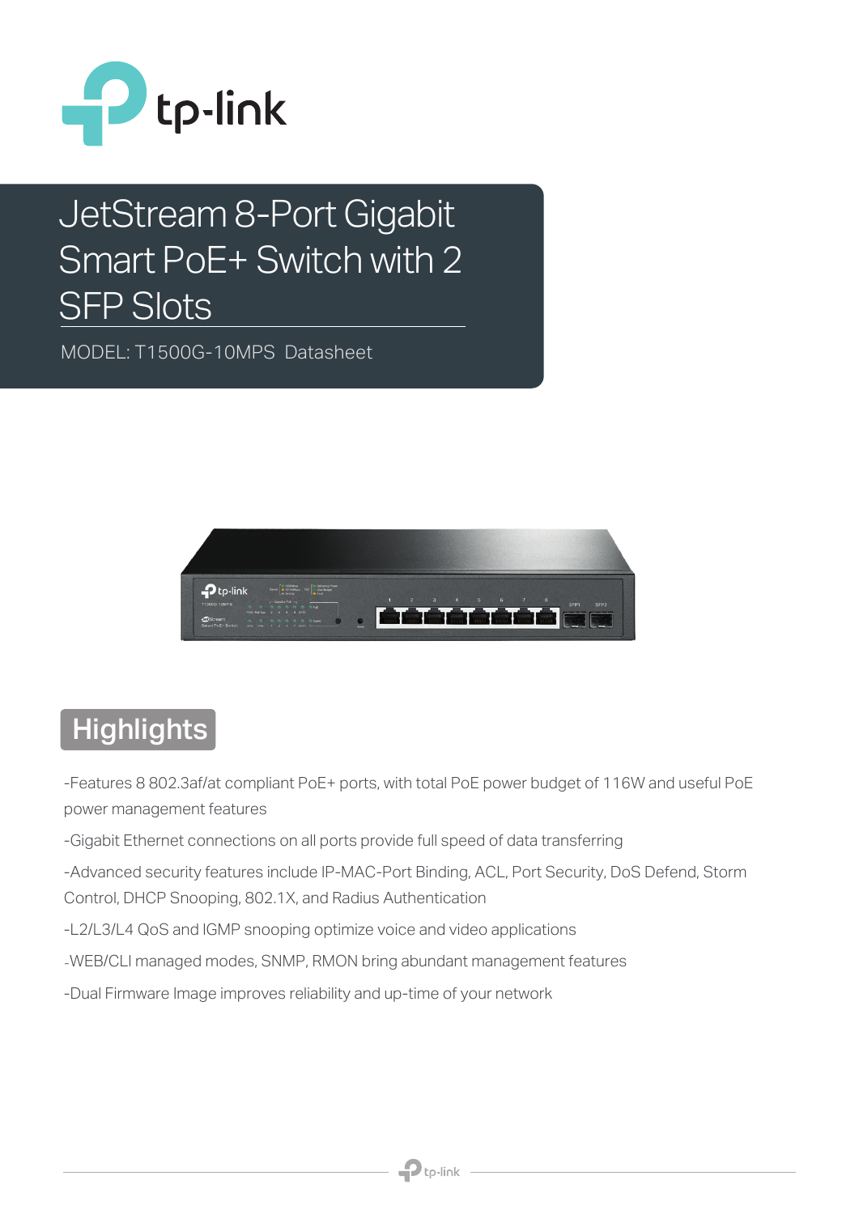# JetStream 8-Port Gigabit Smart PoE+ Switch with 2 SFP Slots

MODEL: T1500G-10MPS Datasheet

## Highlights

-Features 8 802.3af/at compliant PoE+ ports, with total PoE power budget of 116W and useful PoE power management features

-Gigabit Ethernet connections on all ports provide full speed of data transferring

-Advanced security features include IP-MAC-Port Binding, ACL, Port Security, DoS Defend, Storm Control, DHCP Snooping, 802.1X, and Radius Authentication

-L2/L3/L4 QoS and IGMP snooping optimize voice and video applications

-WEB/CLI managed modes, SNMP, RMON bring abundant management features

-Dual Firmware Image improves reliability and up-time of your network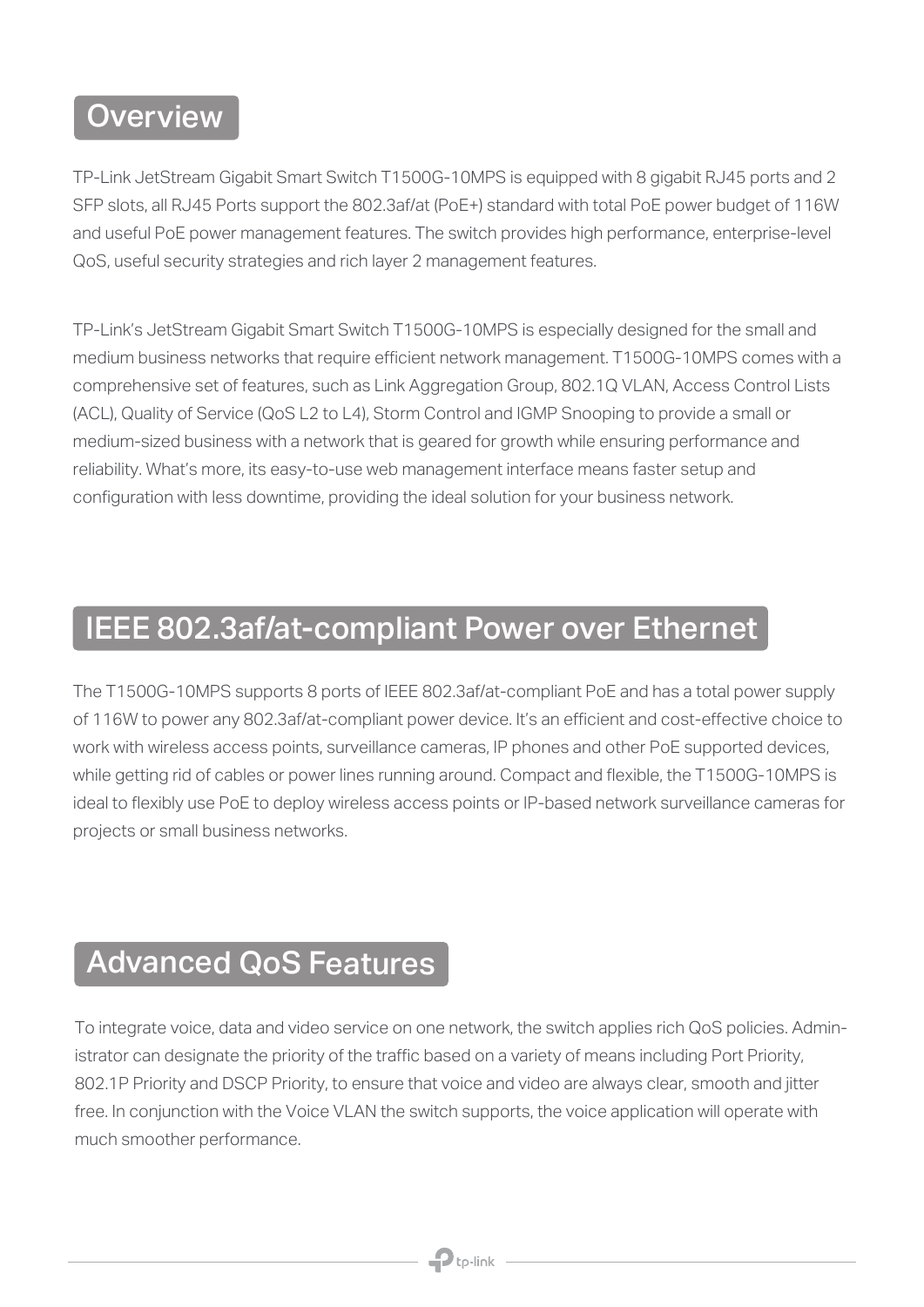## Overview

TP-Link JetStream Gigabit Smart Switch T1500G-10MPS is equipped with 8 gigabit RJ45 ports and 2 SFP slots, all RJ45 Ports support the 802.3af/at (PoE+) standard with total PoE power budget of 116W and useful PoE power management features. The switch provides high performance, enterprise-level QoS, useful security strategies and rich layer 2 management features.

TP-Link's JetStream Gigabit Smart Switch T1500G-10MPS is especially designed for the small and medium business networks that require efficient network management. T1500G-10MPS comes with a comprehensive set of features, such as Link Aggregation Group, 802.1Q VLAN, Access Control Lists (ACL), Quality of Service (QoS L2 to L4), Storm Control and IGMP Snooping to provide a small or medium-sized business with a network that is geared for growth while ensuring performance and reliability. What's more, its easy-to-use web management interface means faster setup and configuration with less downtime, providing the ideal solution for your business network.

## IEEE 802.3af/at-compliant Power over Ethernet

The T1500G-10MPS supports 8 ports of IEEE 802.3af/at-compliant PoE and has a total power supply of 116W to power any 802.3af/at-compliant power device. It's an efficient and cost-effective choice to work with wireless access points, surveillance cameras, IP phones and other PoE supported devices, while getting rid of cables or power lines running around. Compact and flexible, the T1500G-10MPS is ideal to flexibly use PoE to deploy wireless access points or IP-based network surveillance cameras for projects or small business networks.

## Advanced QoS Features

To integrate voice, data and video service on one network, the switch applies rich QoS policies. Administrator can designate the priority of the traffic based on a variety of means including Port Priority, 802.1P Priority and DSCP Priority, to ensure that voice and video are always clear, smooth and jitter free. In conjunction with the Voice VLAN the switch supports, the voice application will operate with much smoother performance.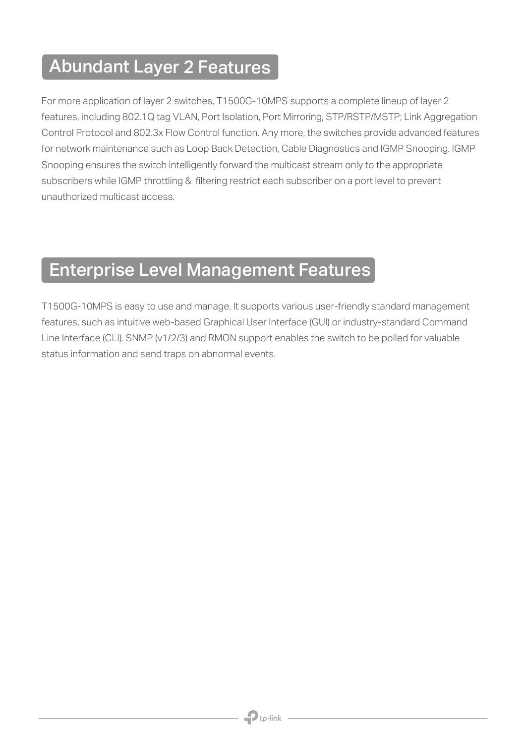## Abundant Layer 2 Features

For more application of layer 2 switches, T1500G-10MPS supports a complete lineup of layer 2 features, including 802.1Q tag VLAN, Port Isolation, Port Mirroring, STP/RSTP/MSTP; Link Aggregation Control Protocol and 802.3x Flow Control function. Any more, the switches provide advanced features for network maintenance such as Loop Back Detection, Cable Diagnostics and IGMP Snooping. IGMP Snooping ensures the switch intelligently forward the multicast stream only to the appropriate subscribers while IGMP throttling & filtering restrict each subscriber on a port level to prevent unauthorized multicast access.

## Enterprise Level Management Features

T1500G-10MPS is easy to use and manage. It supports various user-friendly standard management features, such as intuitive web-based Graphical User Interface (GUI) or industry-standard Command Line Interface (CLI). SNMP (v1/2/3) and RMON support enables the switch to be polled for valuable status information and send traps on abnormal events.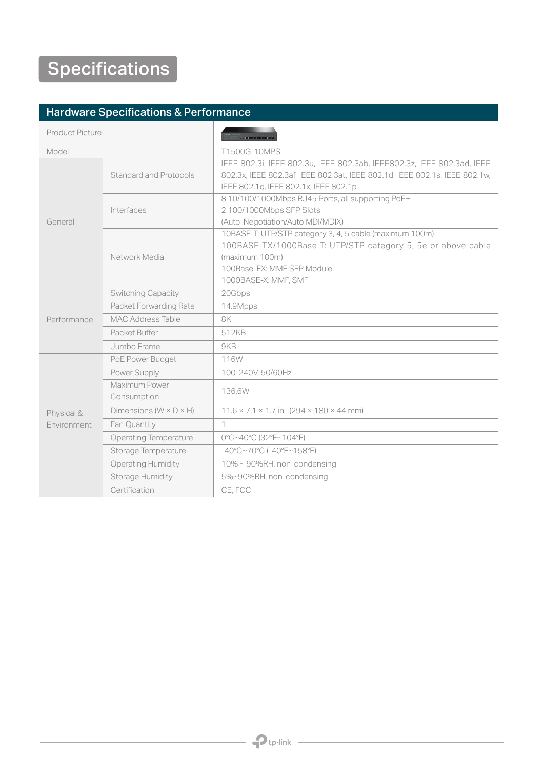# Specifications

| Hardware Specifications & Performance | | |
|---|---|---|
| Product Picture | | |
| Model | | T1500G-10MPS |
| General | Standard and Protocols | IEEE 802.3i, IEEE 802.3u, IEEE 802.3ab, IEEE802.3z, IEEE 802.3ad, IEEE 802.3x, IEEE 802.3af, IEEE 802.3at, IEEE 802.1d, IEEE 802.1s, IEEE 802.1w, IEEE 802.1q, IEEE 802.1x, IEEE 802.1p |
| | Interfaces | 8 10/100/1000Mbps RJ45 Ports, all supporting PoE+<br>2 100/1000Mbps SFP Slots<br>(Auto-Negotiation/Auto MDI/MDIX) |
| | Network Media | 10BASE-T: UTP/STP category 3, 4, 5 cable (maximum 100m)<br>100BASE-TX/1000Base-T: UTP/STP category 5, 5e or above cable (maximum 100m)<br>100Base-FX: MMF SFP Module<br>1000BASE-X: MMF, SMF |
| Performance | Switching Capacity | 20Gbps |
| | Packet Forwarding Rate | 14.9Mpps |
| | MAC Address Table | 8K |
| | Packet Buffer | 512KB |
| | Jumbo Frame | 9KB |
| Physical & Environment | PoE Power Budget | 116W |
| | Power Supply | 100-240V, 50/60Hz |
| | Maximum Power Consumption | 136.6W |
| | Dimensions (W × D × H) | 11.6 × 7.1 × 1.7 in. (294 × 180 × 44 mm) |
| | Fan Quantity | 1 |
| | Operating Temperature | 0℃~40℃ (32℉~104℉) |
| | Storage Temperature | -40℃~70℃ (-40℉~158℉) |
| | Operating Humidity | 10% ~ 90%RH, non-condensing |
| | Storage Humidity | 5%~90%RH, non-condensing |
| | Certification | CE, FCC |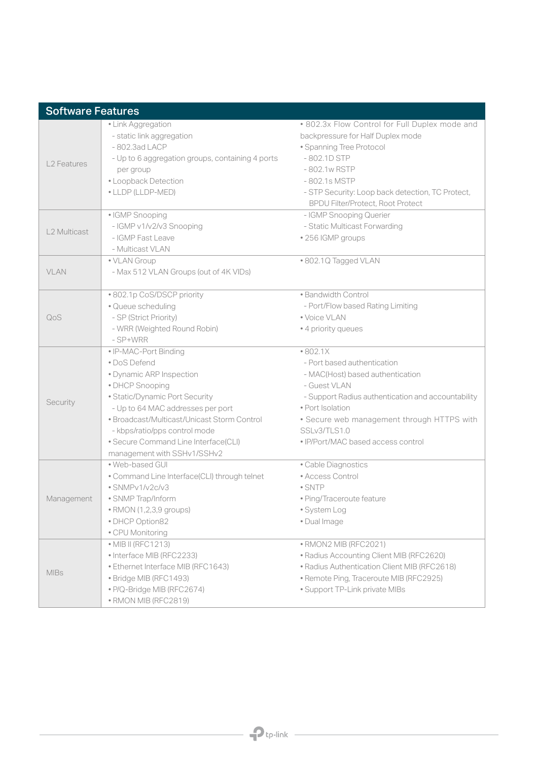## Software Features

| | | |
|---|---|---|
| L2 Features | • Link Aggregation<br>- static link aggregation<br>- 802.3ad LACP<br>- Up to 6 aggregation groups, containing 4 ports per group<br>• Loopback Detection<br>• LLDP (LLDP-MED) | • 802.3x Flow Control for Full Duplex mode and backpressure for Half Duplex mode<br>• Spanning Tree Protocol<br>- 802.1D STP<br>- 802.1w RSTP<br>- 802.1s MSTP<br>- STP Security: Loop back detection, TC Protect, BPDU Filter/Protect, Root Protect |
| L2 Multicast | • IGMP Snooping<br>- IGMP v1/v2/v3 Snooping<br>- IGMP Fast Leave<br>- Multicast VLAN | - IGMP Snooping Querier<br>- Static Multicast Forwarding<br>• 256 IGMP groups |
| VLAN | • VLAN Group<br>- Max 512 VLAN Groups (out of 4K VIDs) | • 802.1Q Tagged VLAN |
| QoS | • 802.1p CoS/DSCP priority<br>• Queue scheduling<br>- SP (Strict Priority)<br>- WRR (Weighted Round Robin)<br>- SP+WRR | • Bandwidth Control<br>- Port/Flow based Rating Limiting<br>• Voice VLAN<br>• 4 priority queues |
| Security | • IP-MAC-Port Binding<br>• DoS Defend<br>• Dynamic ARP Inspection<br>• DHCP Snooping<br>• Static/Dynamic Port Security<br>- Up to 64 MAC addresses per port<br>• Broadcast/Multicast/Unicast Storm Control<br>- kbps/ratio/pps control mode<br>• Secure Command Line Interface(CLI) management with SSHv1/SSHv2 | • 802.1X<br>- Port based authentication<br>- MAC(Host) based authentication<br>- Guest VLAN<br>- Support Radius authentication and accountability<br>• Port Isolation<br>• Secure web management through HTTPS with SSLv3/TLS1.0<br>• IP/Port/MAC based access control |
| Management | • Web-based GUI<br>• Command Line Interface(CLI) through telnet<br>• SNMPv1/v2c/v3<br>• SNMP Trap/Inform<br>• RMON (1,2,3,9 groups)<br>• DHCP Option82<br>• CPU Monitoring | • Cable Diagnostics<br>• Access Control<br>• SNTP<br>• Ping/Traceroute feature<br>• System Log<br>• Dual Image |
| MIBs | • MIB II (RFC1213)<br>• Interface MIB (RFC2233)<br>• Ethernet Interface MIB (RFC1643)<br>• Bridge MIB (RFC1493)<br>• P/Q-Bridge MIB (RFC2674)<br>• RMON MIB (RFC2819) | • RMON2 MIB (RFC2021)<br>• Radius Accounting Client MIB (RFC2620)<br>• Radius Authentication Client MIB (RFC2618)<br>• Remote Ping, Traceroute MIB (RFC2925)<br>• Support TP-Link private MIBs |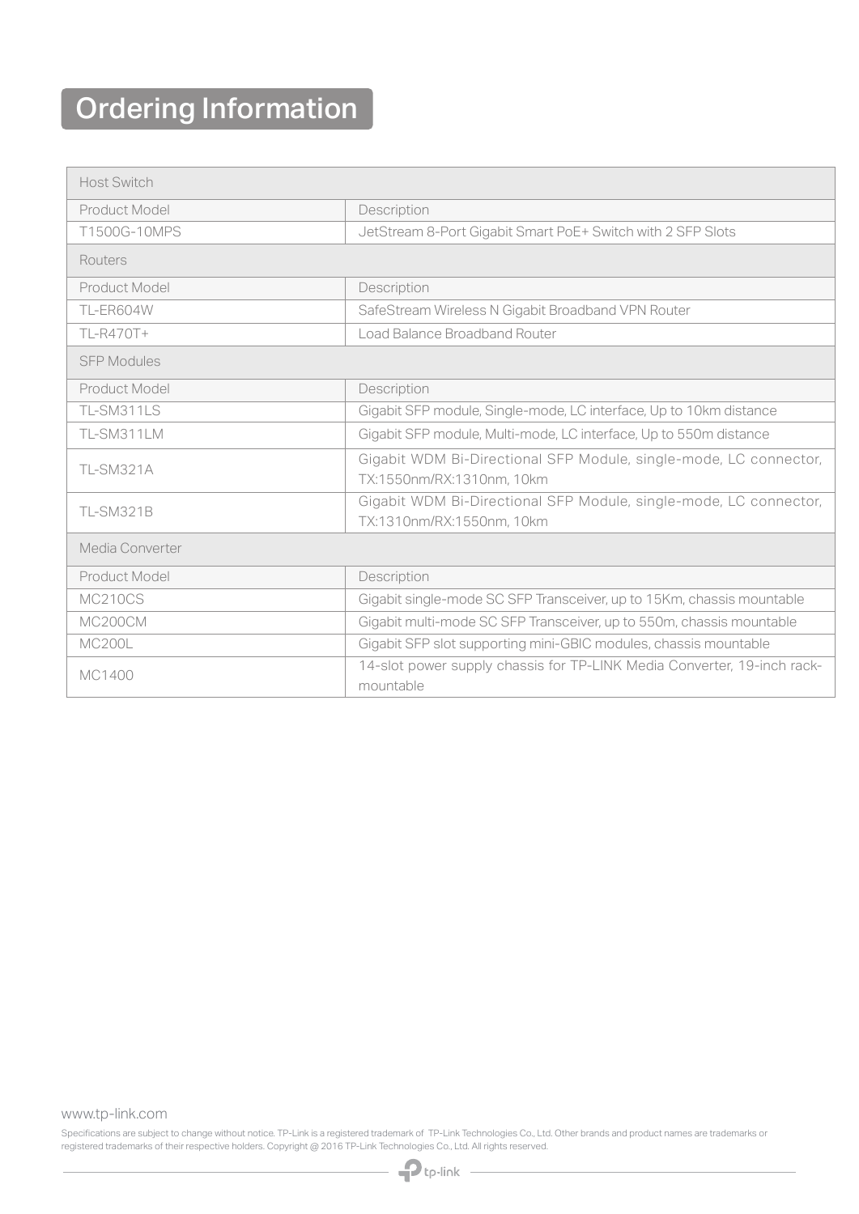# Ordering Information

| Host Switch | |
|---|---|
| Product Model | Description |
| T1500G-10MPS | JetStream 8-Port Gigabit Smart PoE+ Switch with 2 SFP Slots |
| **Routers** | |
| Product Model | Description |
| TL-ER604W | SafeStream Wireless N Gigabit Broadband VPN Router |
| TL-R470T+ | Load Balance Broadband Router |
| **SFP Modules** | |
| Product Model | Description |
| TL-SM311LS | Gigabit SFP module, Single-mode, LC interface, Up to 10km distance |
| TL-SM311LM | Gigabit SFP module, Multi-mode, LC interface, Up to 550m distance |
| TL-SM321A | Gigabit WDM Bi-Directional SFP Module, single-mode, LC connector, TX:1550nm/RX:1310nm, 10km |
| TL-SM321B | Gigabit WDM Bi-Directional SFP Module, single-mode, LC connector, TX:1310nm/RX:1550nm, 10km |
| **Media Converter** | |
| Product Model | Description |
| MC210CS | Gigabit single-mode SC SFP Transceiver, up to 15Km, chassis mountable |
| MC200CM | Gigabit multi-mode SC SFP Transceiver, up to 550m, chassis mountable |
| MC200L | Gigabit SFP slot supporting mini-GBIC modules, chassis mountable |
| MC1400 | 14-slot power supply chassis for TP-LINK Media Converter, 19-inch rack-mountable |

www.tp-link.com

Specifications are subject to change without notice. TP-Link is a registered trademark of TP-Link Technologies Co., Ltd. Other brands and product names are trademarks or registered trademarks of their respective holders. Copyright @ 2016 TP-Link Technologies Co., Ltd. All rights reserved.